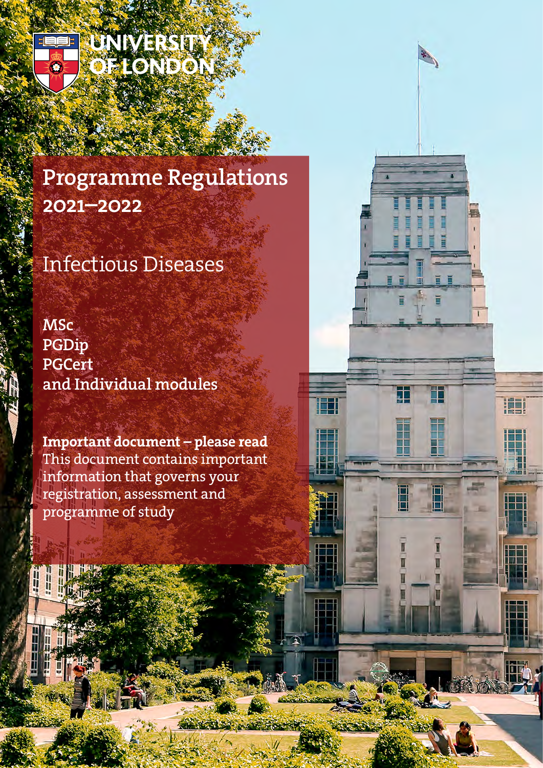UNIVERSITY OF LONDON

# Programme Regulations
## 2021–2022

# Infectious Diseases

**MSc**
**PGDip**
**PGCert**
**and Individual modules**

**Important document – please read**
This document contains important information that governs your registration, assessment and programme of study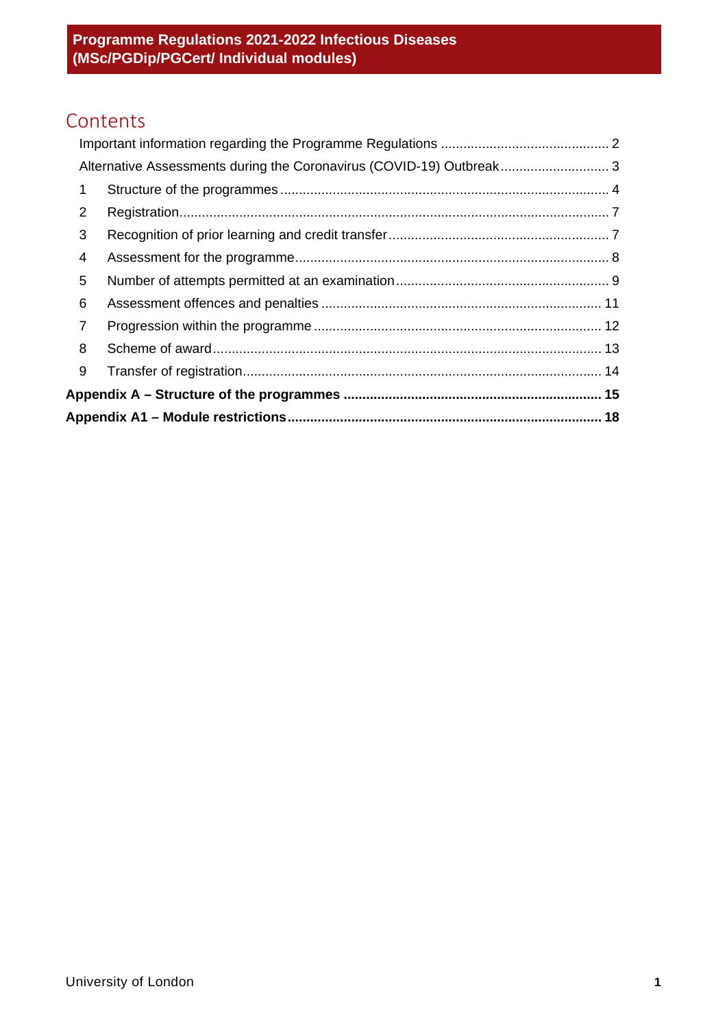**Programme Regulations 2021-2022 Infectious Diseases (MSc/PGDip/PGCert/ Individual modules)**

## Contents

Important information regarding the Programme Regulations ..... 2

Alternative Assessments during the Coronavirus (COVID-19) Outbreak ..... 3

1 Structure of the programmes ..... 4

2 Registration ..... 7

3 Recognition of prior learning and credit transfer ..... 7

4 Assessment for the programme ..... 8

5 Number of attempts permitted at an examination ..... 9

6 Assessment offences and penalties ..... 11

7 Progression within the programme ..... 12

8 Scheme of award ..... 13

9 Transfer of registration ..... 14

**Appendix A – Structure of the programmes ..... 15**

**Appendix A1 – Module restrictions ..... 18**

University of London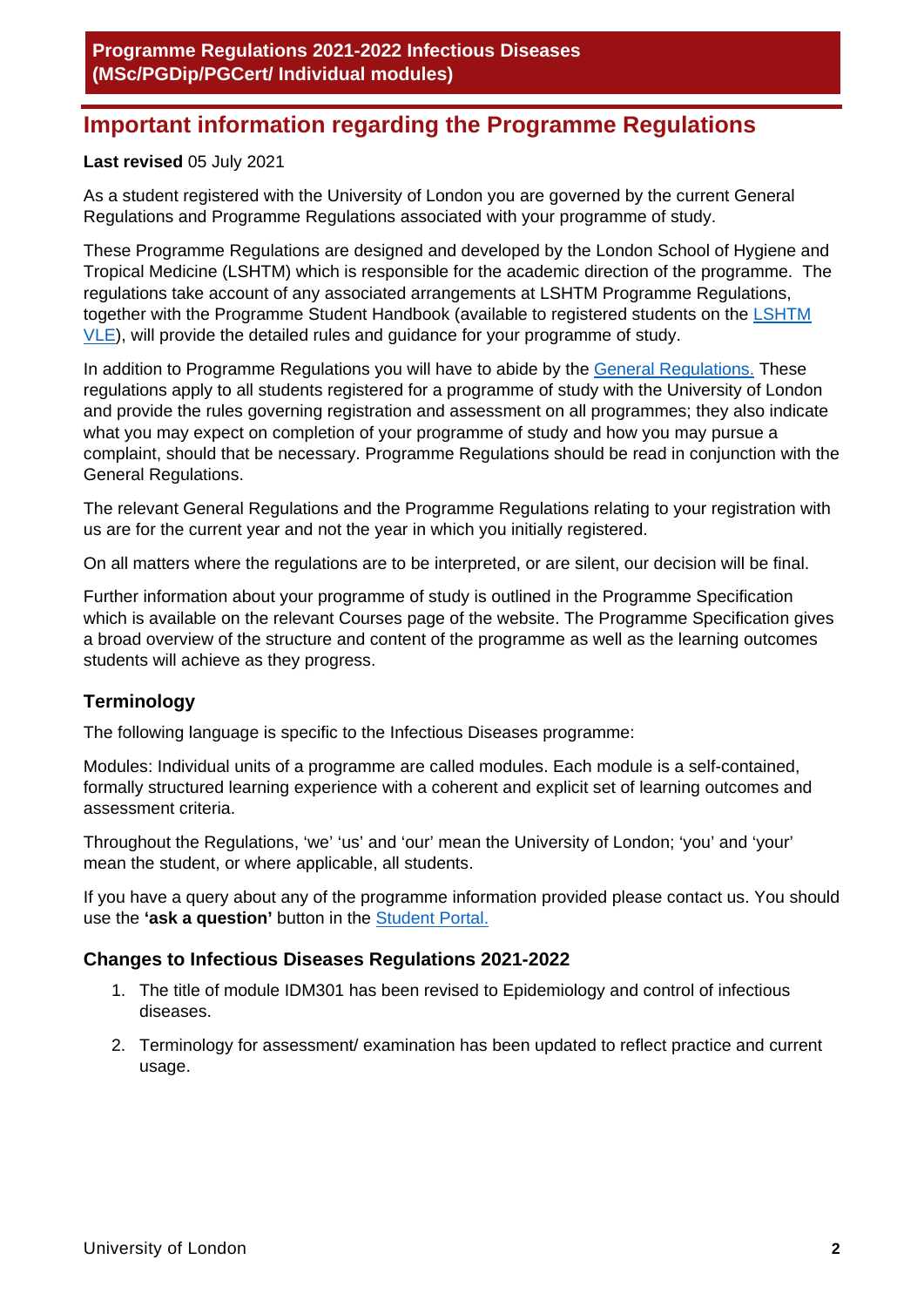# Programme Regulations 2021-2022 Infectious Diseases (MSc/PGDip/PGCert/ Individual modules)

## Important information regarding the Programme Regulations

**Last revised** 05 July 2021

As a student registered with the University of London you are governed by the current General Regulations and Programme Regulations associated with your programme of study.

These Programme Regulations are designed and developed by the London School of Hygiene and Tropical Medicine (LSHTM) which is responsible for the academic direction of the programme. The regulations take account of any associated arrangements at LSHTM Programme Regulations, together with the Programme Student Handbook (available to registered students on the LSHTM VLE), will provide the detailed rules and guidance for your programme of study.

In addition to Programme Regulations you will have to abide by the General Regulations. These regulations apply to all students registered for a programme of study with the University of London and provide the rules governing registration and assessment on all programmes; they also indicate what you may expect on completion of your programme of study and how you may pursue a complaint, should that be necessary. Programme Regulations should be read in conjunction with the General Regulations.

The relevant General Regulations and the Programme Regulations relating to your registration with us are for the current year and not the year in which you initially registered.

On all matters where the regulations are to be interpreted, or are silent, our decision will be final.

Further information about your programme of study is outlined in the Programme Specification which is available on the relevant Courses page of the website. The Programme Specification gives a broad overview of the structure and content of the programme as well as the learning outcomes students will achieve as they progress.

### Terminology

The following language is specific to the Infectious Diseases programme:

Modules: Individual units of a programme are called modules. Each module is a self-contained, formally structured learning experience with a coherent and explicit set of learning outcomes and assessment criteria.

Throughout the Regulations, 'we' 'us' and 'our' mean the University of London; 'you' and 'your' mean the student, or where applicable, all students.

If you have a query about any of the programme information provided please contact us. You should use the **'ask a question'** button in the Student Portal.

### Changes to Infectious Diseases Regulations 2021-2022

1. The title of module IDM301 has been revised to Epidemiology and control of infectious diseases.
2. Terminology for assessment/ examination has been updated to reflect practice and current usage.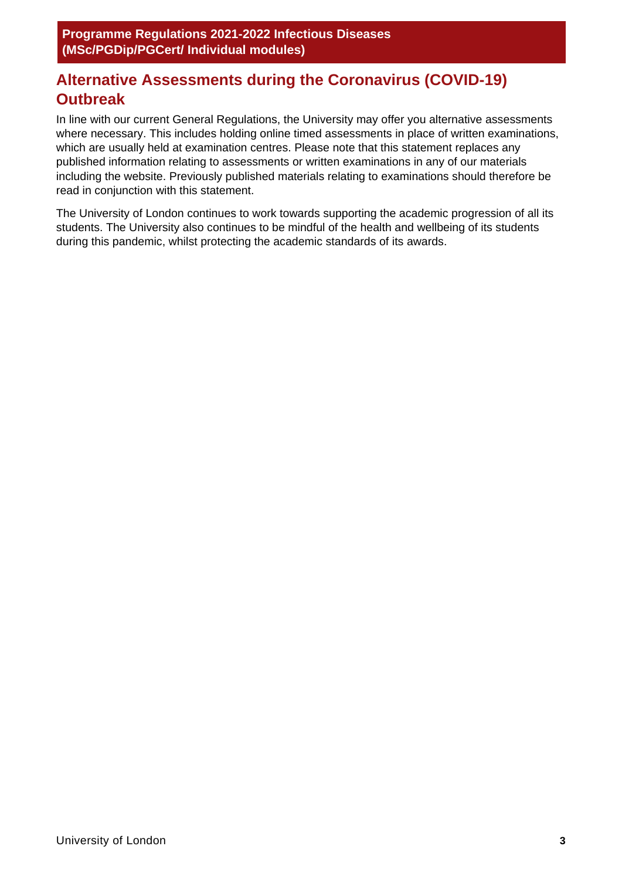## Alternative Assessments during the Coronavirus (COVID-19) Outbreak

In line with our current General Regulations, the University may offer you alternative assessments where necessary. This includes holding online timed assessments in place of written examinations, which are usually held at examination centres. Please note that this statement replaces any published information relating to assessments or written examinations in any of our materials including the website. Previously published materials relating to examinations should therefore be read in conjunction with this statement.

The University of London continues to work towards supporting the academic progression of all its students. The University also continues to be mindful of the health and wellbeing of its students during this pandemic, whilst protecting the academic standards of its awards.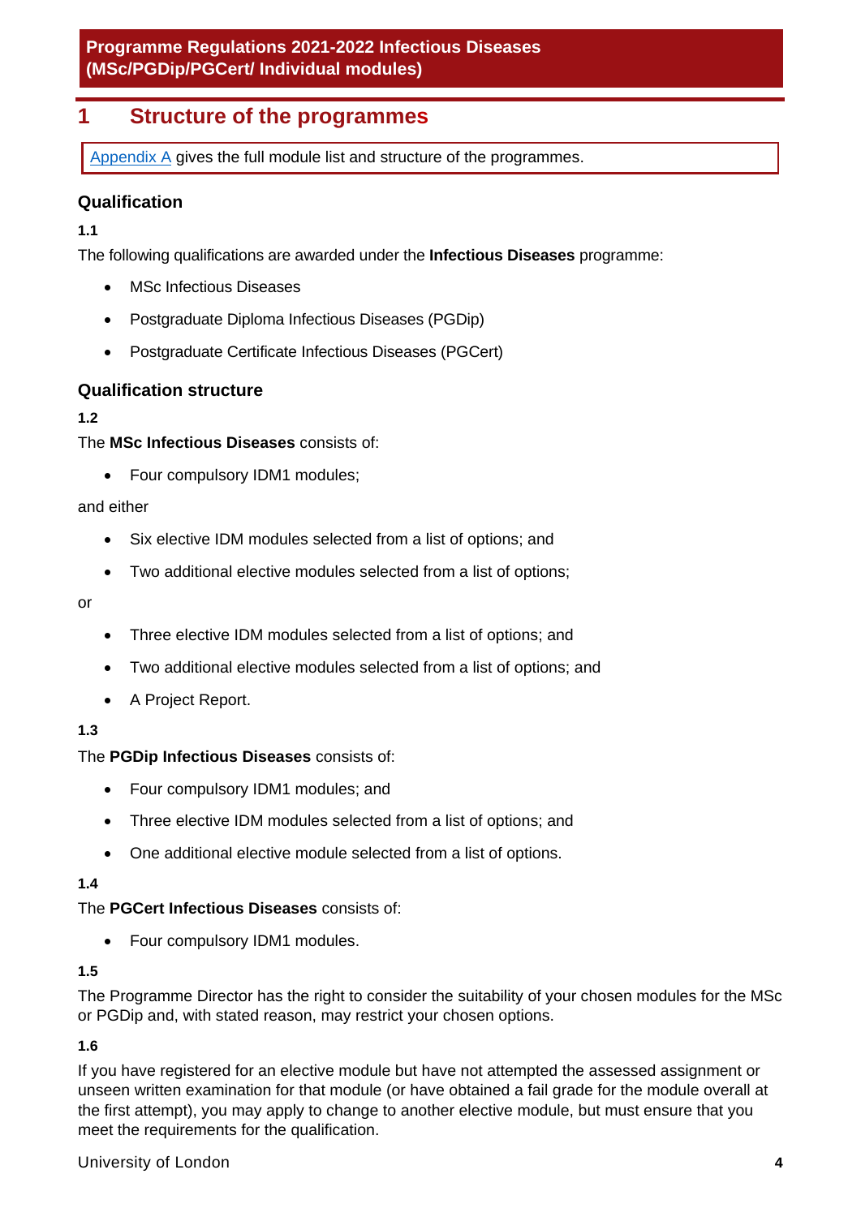# 1 Structure of the programmes

Appendix A gives the full module list and structure of the programmes.

## Qualification

**1.1**

The following qualifications are awarded under the **Infectious Diseases** programme:

- MSc Infectious Diseases
- Postgraduate Diploma Infectious Diseases (PGDip)
- Postgraduate Certificate Infectious Diseases (PGCert)

## Qualification structure

**1.2**

The **MSc Infectious Diseases** consists of:

- Four compulsory IDM1 modules;

and either

- Six elective IDM modules selected from a list of options; and
- Two additional elective modules selected from a list of options;

or

- Three elective IDM modules selected from a list of options; and
- Two additional elective modules selected from a list of options; and
- A Project Report.

**1.3**

The **PGDip Infectious Diseases** consists of:

- Four compulsory IDM1 modules; and
- Three elective IDM modules selected from a list of options; and
- One additional elective module selected from a list of options.

**1.4**

The **PGCert Infectious Diseases** consists of:

- Four compulsory IDM1 modules.

**1.5**

The Programme Director has the right to consider the suitability of your chosen modules for the MSc or PGDip and, with stated reason, may restrict your chosen options.

**1.6**

If you have registered for an elective module but have not attempted the assessed assignment or unseen written examination for that module (or have obtained a fail grade for the module overall at the first attempt), you may apply to change to another elective module, but must ensure that you meet the requirements for the qualification.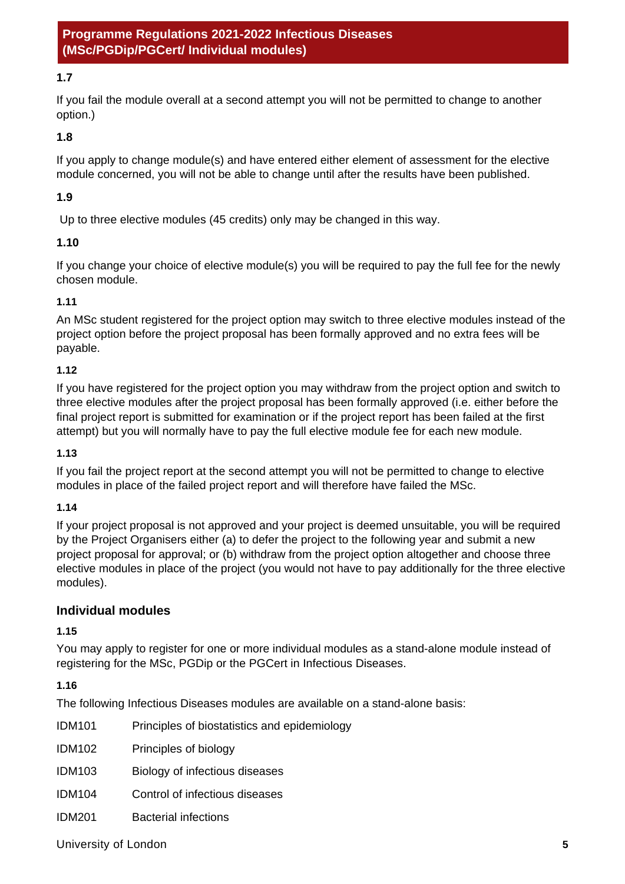**1.7**

If you fail the module overall at a second attempt you will not be permitted to change to another option.)

**1.8**

If you apply to change module(s) and have entered either element of assessment for the elective module concerned, you will not be able to change until after the results have been published.

**1.9**

Up to three elective modules (45 credits) only may be changed in this way.

**1.10**

If you change your choice of elective module(s) you will be required to pay the full fee for the newly chosen module.

**1.11**

An MSc student registered for the project option may switch to three elective modules instead of the project option before the project proposal has been formally approved and no extra fees will be payable.

**1.12**

If you have registered for the project option you may withdraw from the project option and switch to three elective modules after the project proposal has been formally approved (i.e. either before the final project report is submitted for examination or if the project report has been failed at the first attempt) but you will normally have to pay the full elective module fee for each new module.

**1.13**

If you fail the project report at the second attempt you will not be permitted to change to elective modules in place of the failed project report and will therefore have failed the MSc.

**1.14**

If your project proposal is not approved and your project is deemed unsuitable, you will be required by the Project Organisers either (a) to defer the project to the following year and submit a new project proposal for approval; or (b) withdraw from the project option altogether and choose three elective modules in place of the project (you would not have to pay additionally for the three elective modules).

## Individual modules

**1.15**

You may apply to register for one or more individual modules as a stand-alone module instead of registering for the MSc, PGDip or the PGCert in Infectious Diseases.

**1.16**

The following Infectious Diseases modules are available on a stand-alone basis:

- IDM101 Principles of biostatistics and epidemiology
- IDM102 Principles of biology
- IDM103 Biology of infectious diseases
- IDM104 Control of infectious diseases
- IDM201 Bacterial infections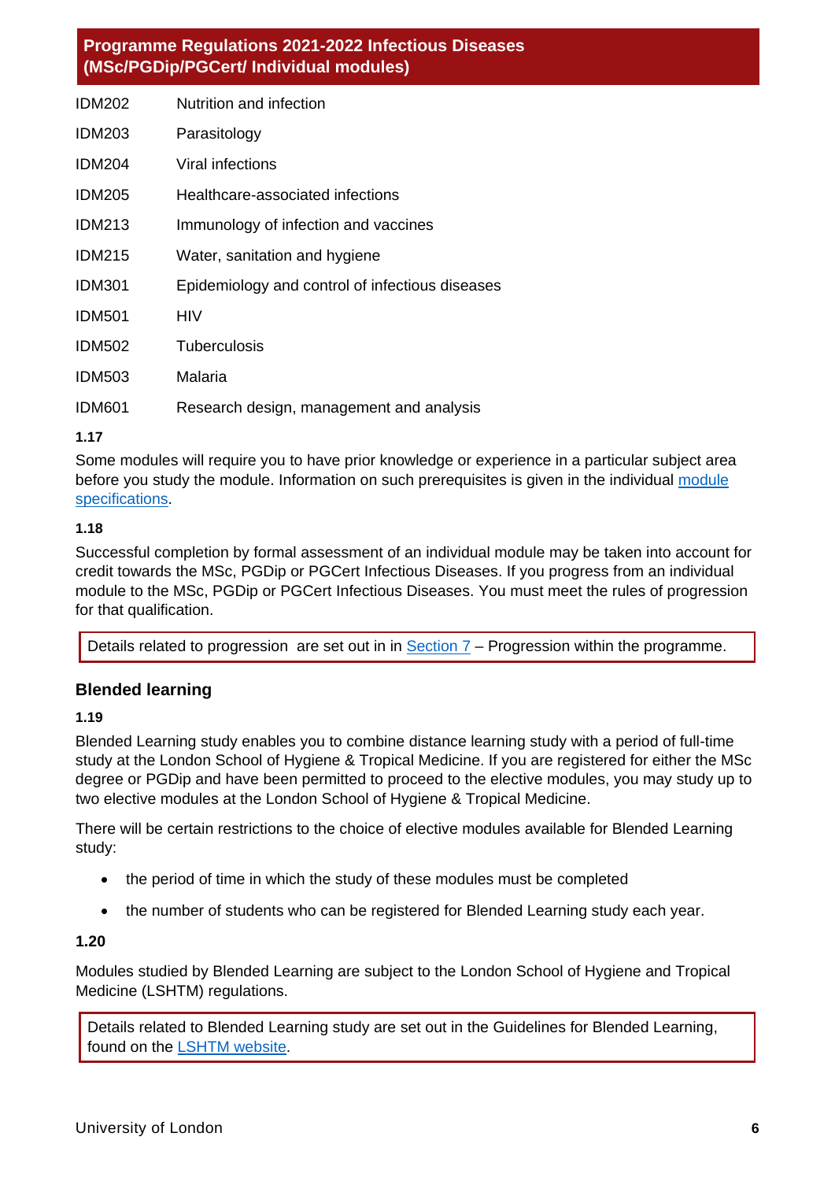| | |
|---|---|
| IDM202 | Nutrition and infection |
| IDM203 | Parasitology |
| IDM204 | Viral infections |
| IDM205 | Healthcare-associated infections |
| IDM213 | Immunology of infection and vaccines |
| IDM215 | Water, sanitation and hygiene |
| IDM301 | Epidemiology and control of infectious diseases |
| IDM501 | HIV |
| IDM502 | Tuberculosis |
| IDM503 | Malaria |
| IDM601 | Research design, management and analysis |

**1.17**

Some modules will require you to have prior knowledge or experience in a particular subject area before you study the module. Information on such prerequisites is given in the individual module specifications.

**1.18**

Successful completion by formal assessment of an individual module may be taken into account for credit towards the MSc, PGDip or PGCert Infectious Diseases. If you progress from an individual module to the MSc, PGDip or PGCert Infectious Diseases. You must meet the rules of progression for that qualification.

> Details related to progression are set out in in Section 7 – Progression within the programme.

### Blended learning

**1.19**

Blended Learning study enables you to combine distance learning study with a period of full-time study at the London School of Hygiene & Tropical Medicine. If you are registered for either the MSc degree or PGDip and have been permitted to proceed to the elective modules, you may study up to two elective modules at the London School of Hygiene & Tropical Medicine.

There will be certain restrictions to the choice of elective modules available for Blended Learning study:

- the period of time in which the study of these modules must be completed
- the number of students who can be registered for Blended Learning study each year.

**1.20**

Modules studied by Blended Learning are subject to the London School of Hygiene and Tropical Medicine (LSHTM) regulations.

> Details related to Blended Learning study are set out in the Guidelines for Blended Learning, found on the LSHTM website.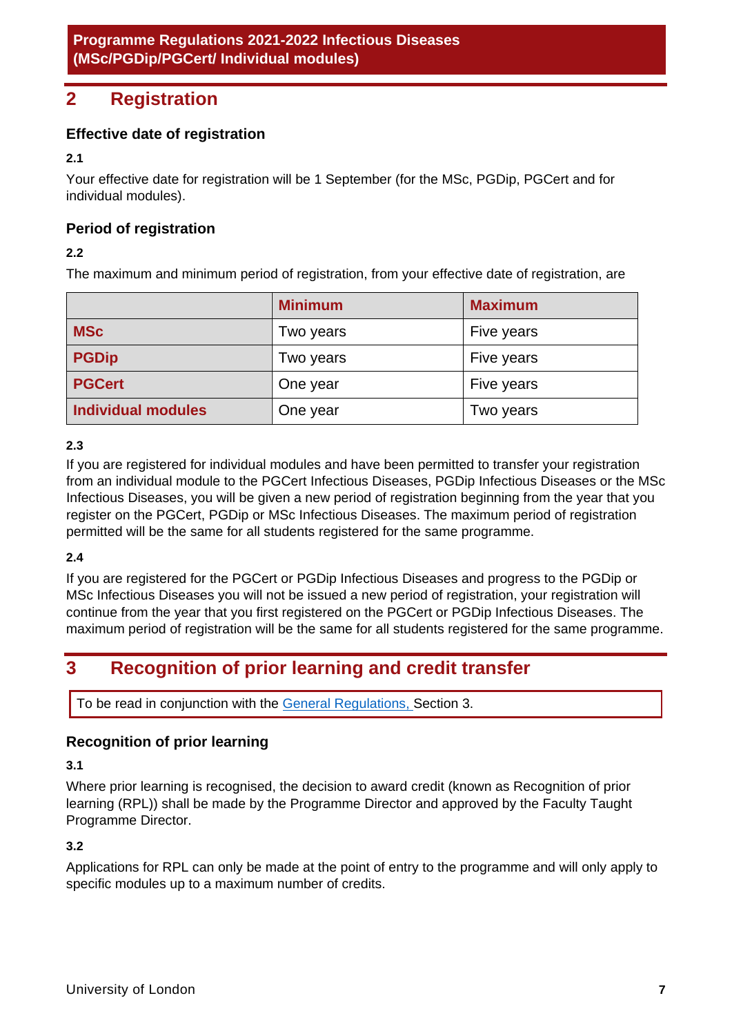## 2 Registration

### Effective date of registration

**2.1**

Your effective date for registration will be 1 September (for the MSc, PGDip, PGCert and for individual modules).

### Period of registration

**2.2**

The maximum and minimum period of registration, from your effective date of registration, are

| | Minimum | Maximum |
|---|---|---|
| **MSc** | Two years | Five years |
| **PGDip** | Two years | Five years |
| **PGCert** | One year | Five years |
| **Individual modules** | One year | Two years |

**2.3**

If you are registered for individual modules and have been permitted to transfer your registration from an individual module to the PGCert Infectious Diseases, PGDip Infectious Diseases or the MSc Infectious Diseases, you will be given a new period of registration beginning from the year that you register on the PGCert, PGDip or MSc Infectious Diseases. The maximum period of registration permitted will be the same for all students registered for the same programme.

**2.4**

If you are registered for the PGCert or PGDip Infectious Diseases and progress to the PGDip or MSc Infectious Diseases you will not be issued a new period of registration, your registration will continue from the year that you first registered on the PGCert or PGDip Infectious Diseases. The maximum period of registration will be the same for all students registered for the same programme.

## 3 Recognition of prior learning and credit transfer

To be read in conjunction with the General Regulations, Section 3.

### Recognition of prior learning

**3.1**

Where prior learning is recognised, the decision to award credit (known as Recognition of prior learning (RPL)) shall be made by the Programme Director and approved by the Faculty Taught Programme Director.

**3.2**

Applications for RPL can only be made at the point of entry to the programme and will only apply to specific modules up to a maximum number of credits.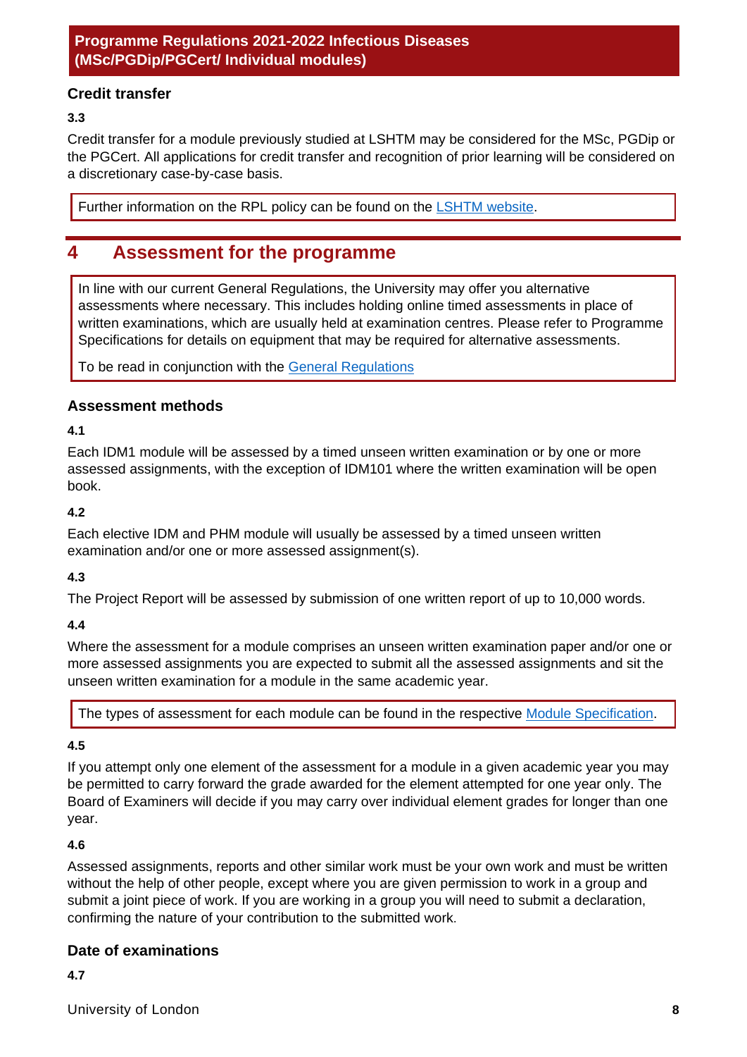### Credit transfer

**3.3**

Credit transfer for a module previously studied at LSHTM may be considered for the MSc, PGDip or the PGCert. All applications for credit transfer and recognition of prior learning will be considered on a discretionary case-by-case basis.

> Further information on the RPL policy can be found on the LSHTM website.

## 4 Assessment for the programme

> In line with our current General Regulations, the University may offer you alternative assessments where necessary. This includes holding online timed assessments in place of written examinations, which are usually held at examination centres. Please refer to Programme Specifications for details on equipment that may be required for alternative assessments.
>
> To be read in conjunction with the General Regulations

### Assessment methods

**4.1**

Each IDM1 module will be assessed by a timed unseen written examination or by one or more assessed assignments, with the exception of IDM101 where the written examination will be open book.

**4.2**

Each elective IDM and PHM module will usually be assessed by a timed unseen written examination and/or one or more assessed assignment(s).

**4.3**

The Project Report will be assessed by submission of one written report of up to 10,000 words.

**4.4**

Where the assessment for a module comprises an unseen written examination paper and/or one or more assessed assignments you are expected to submit all the assessed assignments and sit the unseen written examination for a module in the same academic year.

> The types of assessment for each module can be found in the respective Module Specification.

**4.5**

If you attempt only one element of the assessment for a module in a given academic year you may be permitted to carry forward the grade awarded for the element attempted for one year only. The Board of Examiners will decide if you may carry over individual element grades for longer than one year.

**4.6**

Assessed assignments, reports and other similar work must be your own work and must be written without the help of other people, except where you are given permission to work in a group and submit a joint piece of work. If you are working in a group you will need to submit a declaration, confirming the nature of your contribution to the submitted work.

### Date of examinations

**4.7**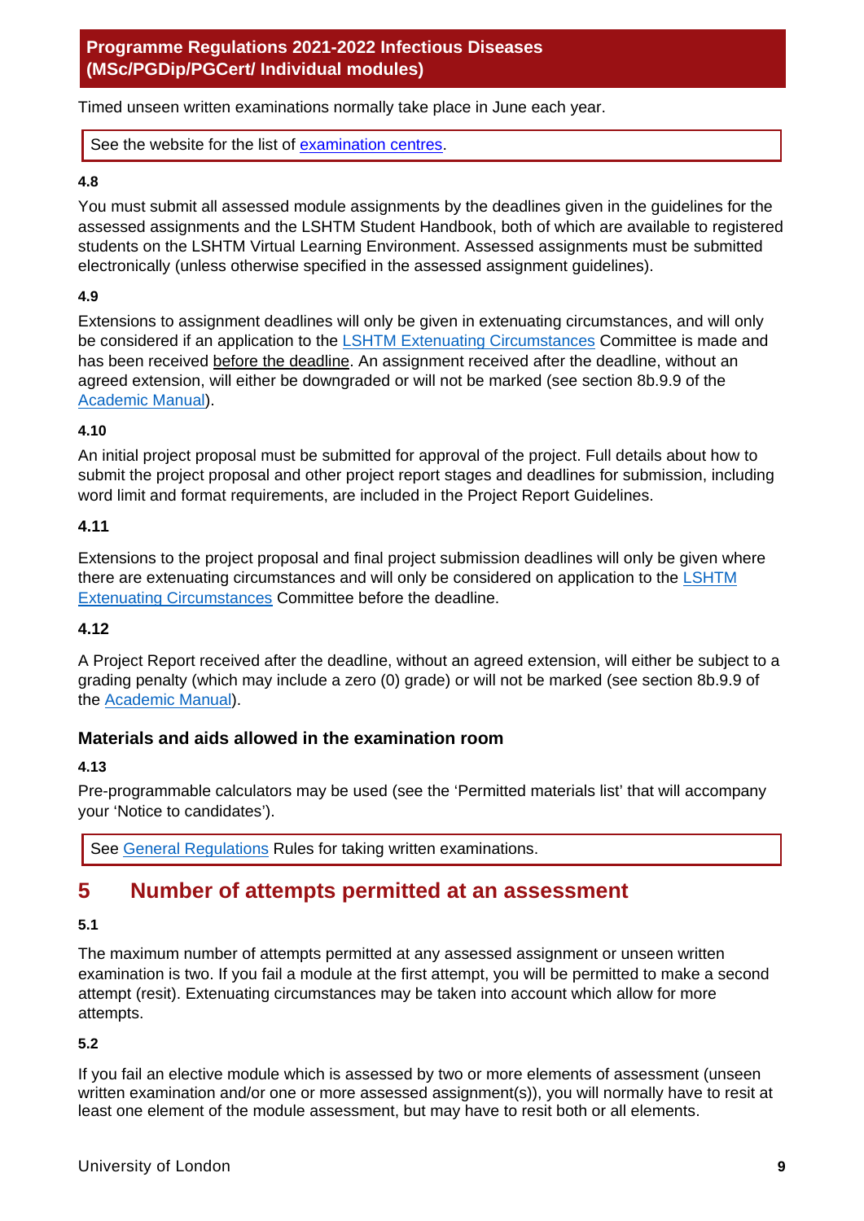Timed unseen written examinations normally take place in June each year.

See the website for the list of examination centres.

**4.8**

You must submit all assessed module assignments by the deadlines given in the guidelines for the assessed assignments and the LSHTM Student Handbook, both of which are available to registered students on the LSHTM Virtual Learning Environment. Assessed assignments must be submitted electronically (unless otherwise specified in the assessed assignment guidelines).

**4.9**

Extensions to assignment deadlines will only be given in extenuating circumstances, and will only be considered if an application to the LSHTM Extenuating Circumstances Committee is made and has been received before the deadline. An assignment received after the deadline, without an agreed extension, will either be downgraded or will not be marked (see section 8b.9.9 of the Academic Manual).

**4.10**

An initial project proposal must be submitted for approval of the project. Full details about how to submit the project proposal and other project report stages and deadlines for submission, including word limit and format requirements, are included in the Project Report Guidelines.

**4.11**

Extensions to the project proposal and final project submission deadlines will only be given where there are extenuating circumstances and will only be considered on application to the LSHTM Extenuating Circumstances Committee before the deadline.

**4.12**

A Project Report received after the deadline, without an agreed extension, will either be subject to a grading penalty (which may include a zero (0) grade) or will not be marked (see section 8b.9.9 of the Academic Manual).

### Materials and aids allowed in the examination room

**4.13**

Pre-programmable calculators may be used (see the 'Permitted materials list' that will accompany your 'Notice to candidates').

See General Regulations Rules for taking written examinations.

## 5 Number of attempts permitted at an assessment

**5.1**

The maximum number of attempts permitted at any assessed assignment or unseen written examination is two. If you fail a module at the first attempt, you will be permitted to make a second attempt (resit). Extenuating circumstances may be taken into account which allow for more attempts.

**5.2**

If you fail an elective module which is assessed by two or more elements of assessment (unseen written examination and/or one or more assessed assignment(s)), you will normally have to resit at least one element of the module assessment, but may have to resit both or all elements.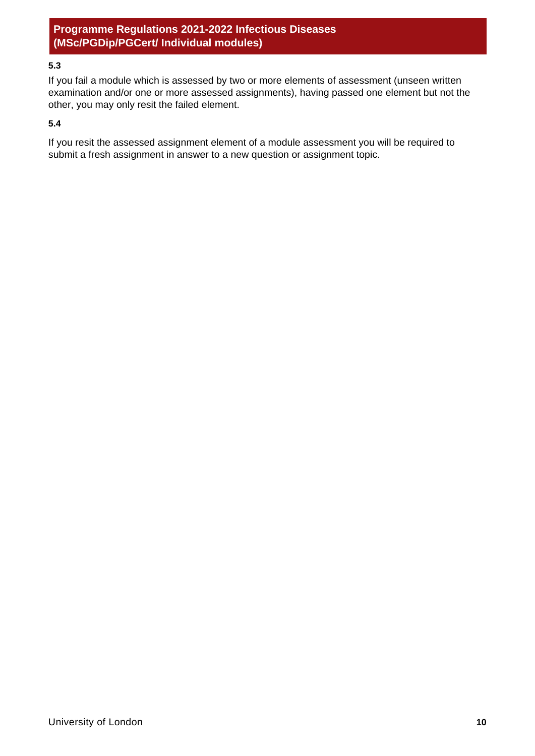**5.3**

If you fail a module which is assessed by two or more elements of assessment (unseen written examination and/or one or more assessed assignments), having passed one element but not the other, you may only resit the failed element.

**5.4**

If you resit the assessed assignment element of a module assessment you will be required to submit a fresh assignment in answer to a new question or assignment topic.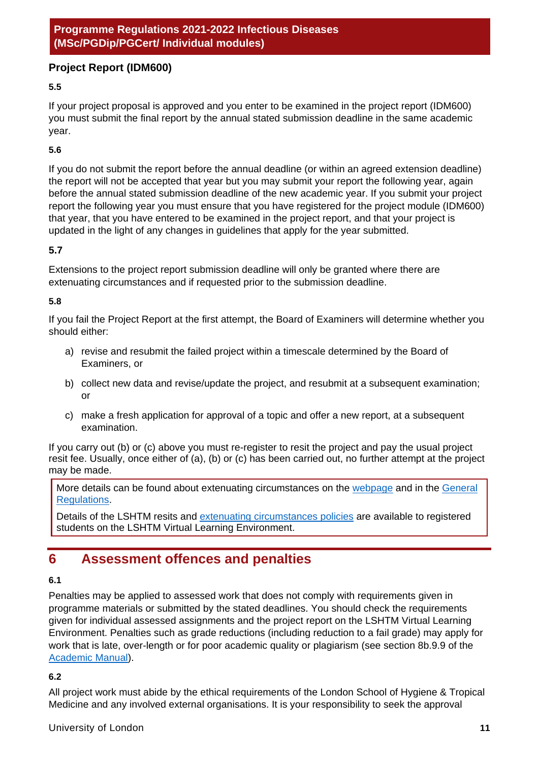### Project Report (IDM600)

**5.5**

If your project proposal is approved and you enter to be examined in the project report (IDM600) you must submit the final report by the annual stated submission deadline in the same academic year.

**5.6**

If you do not submit the report before the annual deadline (or within an agreed extension deadline) the report will not be accepted that year but you may submit your report the following year, again before the annual stated submission deadline of the new academic year. If you submit your project report the following year you must ensure that you have registered for the project module (IDM600) that year, that you have entered to be examined in the project report, and that your project is updated in the light of any changes in guidelines that apply for the year submitted.

**5.7**

Extensions to the project report submission deadline will only be granted where there are extenuating circumstances and if requested prior to the submission deadline.

**5.8**

If you fail the Project Report at the first attempt, the Board of Examiners will determine whether you should either:

a) revise and resubmit the failed project within a timescale determined by the Board of Examiners, or

b) collect new data and revise/update the project, and resubmit at a subsequent examination; or

c) make a fresh application for approval of a topic and offer a new report, at a subsequent examination.

If you carry out (b) or (c) above you must re-register to resit the project and pay the usual project resit fee. Usually, once either of (a), (b) or (c) has been carried out, no further attempt at the project may be made.

> More details can be found about extenuating circumstances on the webpage and in the General Regulations.
>
> Details of the LSHTM resits and extenuating circumstances policies are available to registered students on the LSHTM Virtual Learning Environment.

## 6 Assessment offences and penalties

**6.1**

Penalties may be applied to assessed work that does not comply with requirements given in programme materials or submitted by the stated deadlines. You should check the requirements given for individual assessed assignments and the project report on the LSHTM Virtual Learning Environment. Penalties such as grade reductions (including reduction to a fail grade) may apply for work that is late, over-length or for poor academic quality or plagiarism (see section 8b.9.9 of the Academic Manual).

**6.2**

All project work must abide by the ethical requirements of the London School of Hygiene & Tropical Medicine and any involved external organisations. It is your responsibility to seek the approval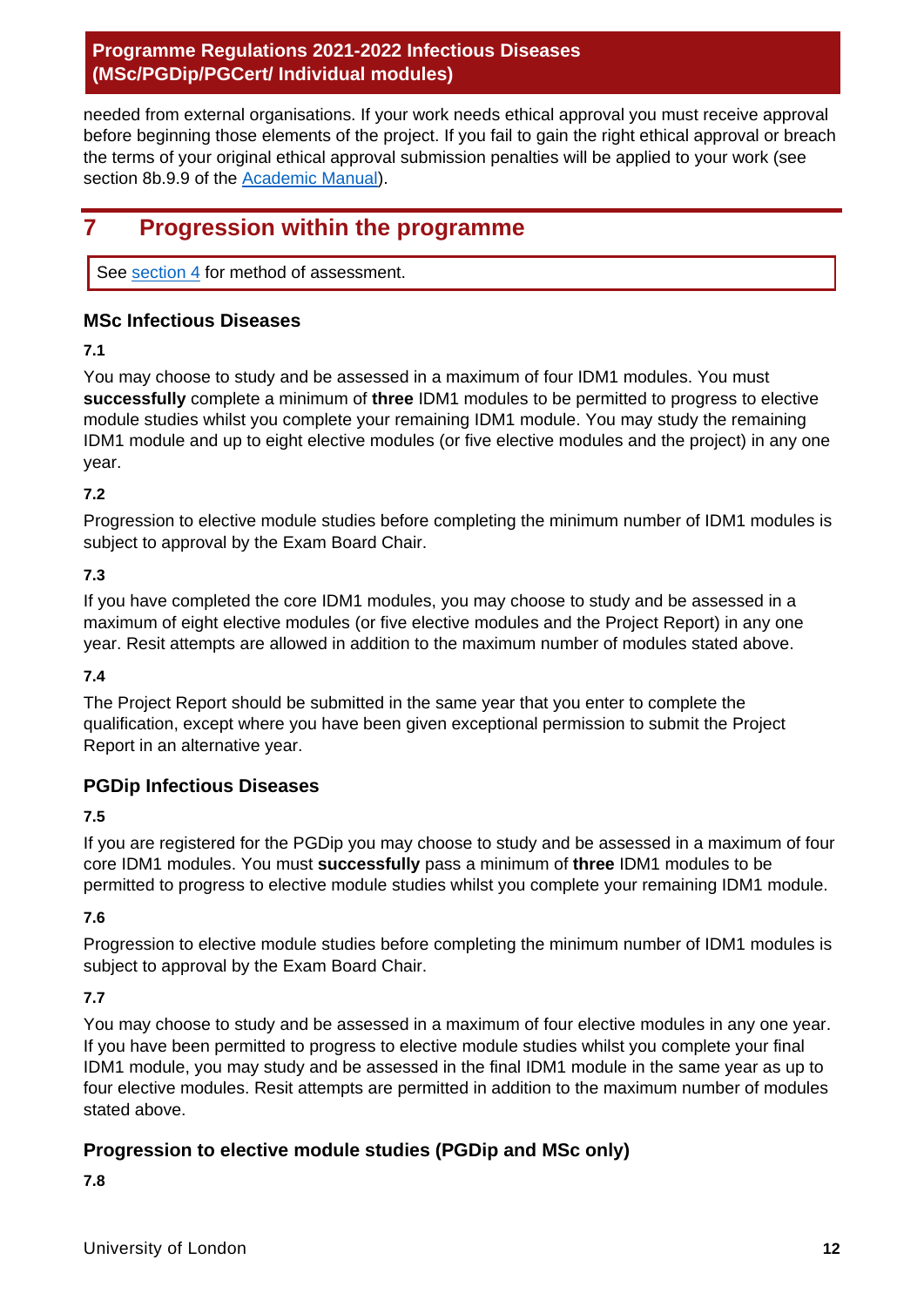needed from external organisations. If your work needs ethical approval you must receive approval before beginning those elements of the project. If you fail to gain the right ethical approval or breach the terms of your original ethical approval submission penalties will be applied to your work (see section 8b.9.9 of the Academic Manual).

# 7 Progression within the programme

See section 4 for method of assessment.

### MSc Infectious Diseases

**7.1**

You may choose to study and be assessed in a maximum of four IDM1 modules. You must **successfully** complete a minimum of **three** IDM1 modules to be permitted to progress to elective module studies whilst you complete your remaining IDM1 module. You may study the remaining IDM1 module and up to eight elective modules (or five elective modules and the project) in any one year.

**7.2**

Progression to elective module studies before completing the minimum number of IDM1 modules is subject to approval by the Exam Board Chair.

**7.3**

If you have completed the core IDM1 modules, you may choose to study and be assessed in a maximum of eight elective modules (or five elective modules and the Project Report) in any one year. Resit attempts are allowed in addition to the maximum number of modules stated above.

**7.4**

The Project Report should be submitted in the same year that you enter to complete the qualification, except where you have been given exceptional permission to submit the Project Report in an alternative year.

### PGDip Infectious Diseases

**7.5**

If you are registered for the PGDip you may choose to study and be assessed in a maximum of four core IDM1 modules. You must **successfully** pass a minimum of **three** IDM1 modules to be permitted to progress to elective module studies whilst you complete your remaining IDM1 module.

**7.6**

Progression to elective module studies before completing the minimum number of IDM1 modules is subject to approval by the Exam Board Chair.

**7.7**

You may choose to study and be assessed in a maximum of four elective modules in any one year. If you have been permitted to progress to elective module studies whilst you complete your final IDM1 module, you may study and be assessed in the final IDM1 module in the same year as up to four elective modules. Resit attempts are permitted in addition to the maximum number of modules stated above.

### Progression to elective module studies (PGDip and MSc only)

**7.8**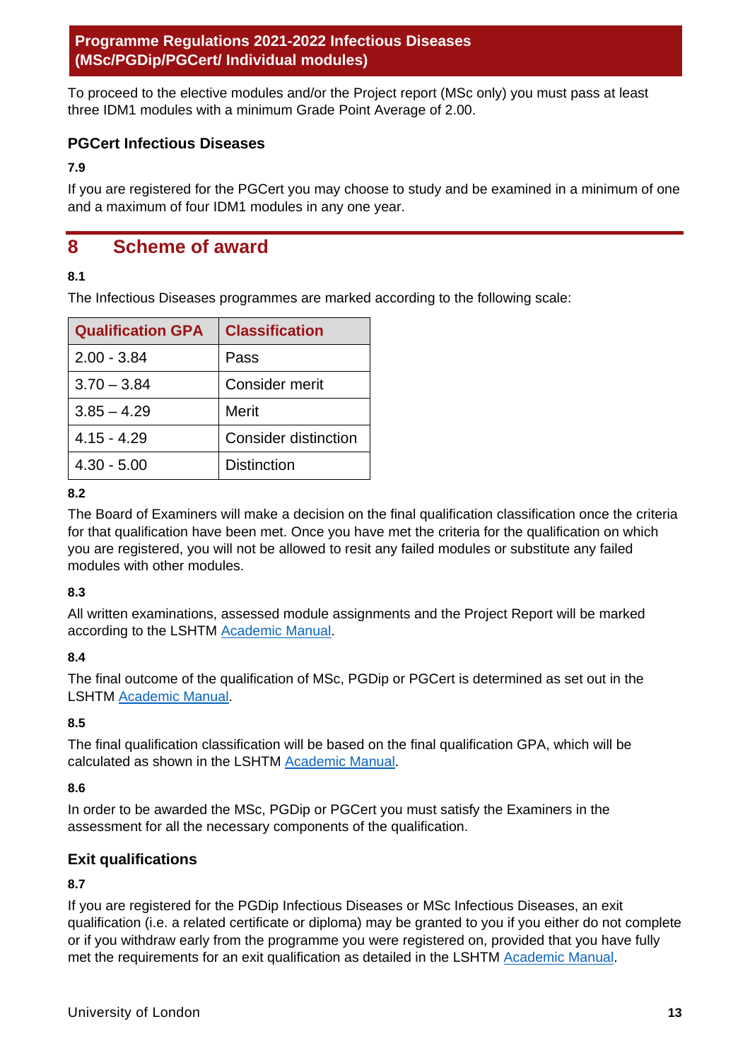To proceed to the elective modules and/or the Project report (MSc only) you must pass at least three IDM1 modules with a minimum Grade Point Average of 2.00.

### PGCert Infectious Diseases

**7.9**

If you are registered for the PGCert you may choose to study and be examined in a minimum of one and a maximum of four IDM1 modules in any one year.

## 8 Scheme of award

**8.1**

The Infectious Diseases programmes are marked according to the following scale:

| Qualification GPA | Classification |
|---|---|
| 2.00 - 3.84 | Pass |
| 3.70 – 3.84 | Consider merit |
| 3.85 – 4.29 | Merit |
| 4.15 - 4.29 | Consider distinction |
| 4.30 - 5.00 | Distinction |

**8.2**

The Board of Examiners will make a decision on the final qualification classification once the criteria for that qualification have been met. Once you have met the criteria for the qualification on which you are registered, you will not be allowed to resit any failed modules or substitute any failed modules with other modules.

**8.3**

All written examinations, assessed module assignments and the Project Report will be marked according to the LSHTM Academic Manual.

**8.4**

The final outcome of the qualification of MSc, PGDip or PGCert is determined as set out in the LSHTM Academic Manual.

**8.5**

The final qualification classification will be based on the final qualification GPA, which will be calculated as shown in the LSHTM Academic Manual.

**8.6**

In order to be awarded the MSc, PGDip or PGCert you must satisfy the Examiners in the assessment for all the necessary components of the qualification.

### Exit qualifications

**8.7**

If you are registered for the PGDip Infectious Diseases or MSc Infectious Diseases, an exit qualification (i.e. a related certificate or diploma) may be granted to you if you either do not complete or if you withdraw early from the programme you were registered on, provided that you have fully met the requirements for an exit qualification as detailed in the LSHTM Academic Manual.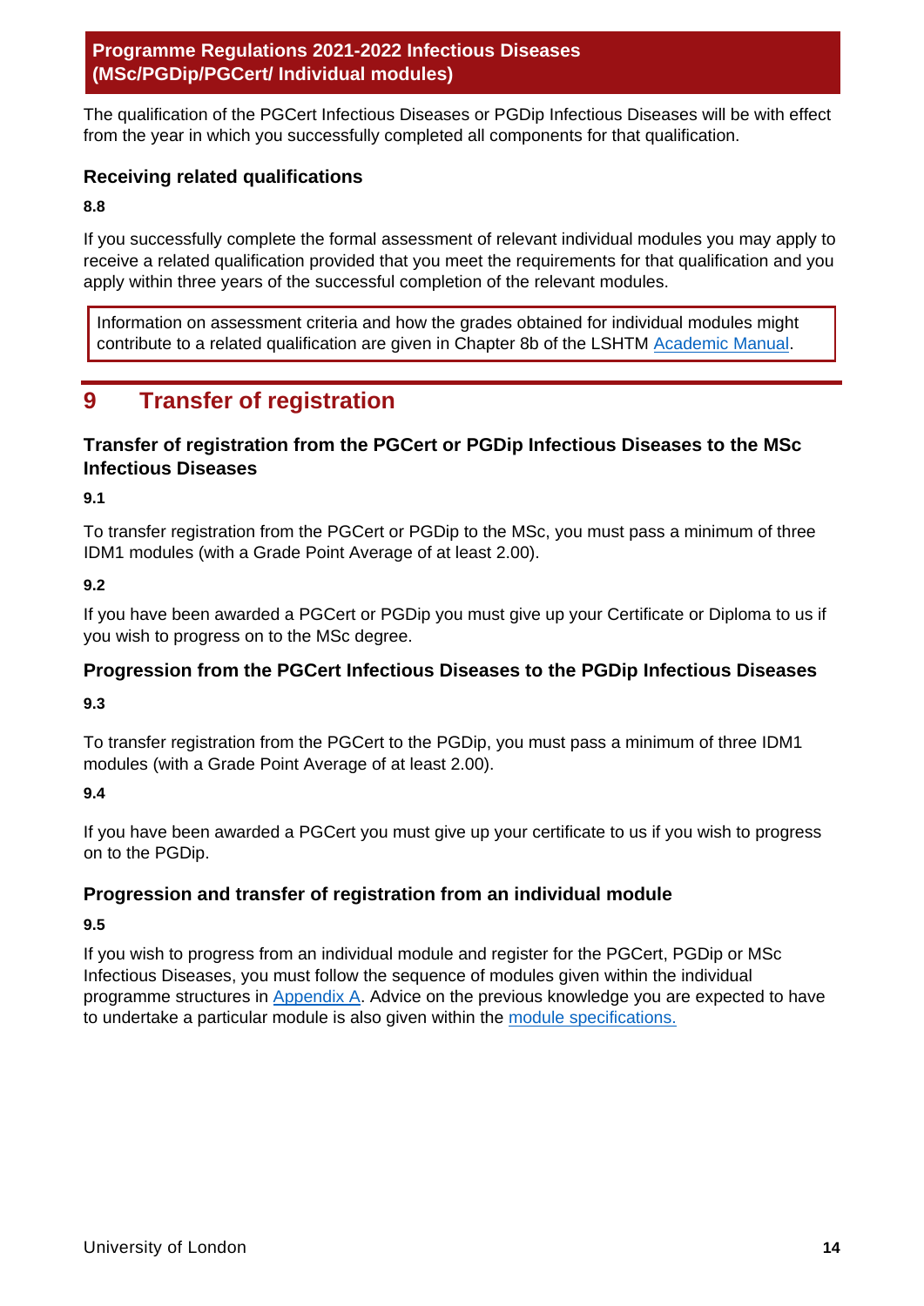The qualification of the PGCert Infectious Diseases or PGDip Infectious Diseases will be with effect from the year in which you successfully completed all components for that qualification.

### Receiving related qualifications

**8.8**

If you successfully complete the formal assessment of relevant individual modules you may apply to receive a related qualification provided that you meet the requirements for that qualification and you apply within three years of the successful completion of the relevant modules.

> Information on assessment criteria and how the grades obtained for individual modules might contribute to a related qualification are given in Chapter 8b of the LSHTM Academic Manual.

## 9 Transfer of registration

### Transfer of registration from the PGCert or PGDip Infectious Diseases to the MSc Infectious Diseases

**9.1**

To transfer registration from the PGCert or PGDip to the MSc, you must pass a minimum of three IDM1 modules (with a Grade Point Average of at least 2.00).

**9.2**

If you have been awarded a PGCert or PGDip you must give up your Certificate or Diploma to us if you wish to progress on to the MSc degree.

### Progression from the PGCert Infectious Diseases to the PGDip Infectious Diseases

**9.3**

To transfer registration from the PGCert to the PGDip, you must pass a minimum of three IDM1 modules (with a Grade Point Average of at least 2.00).

**9.4**

If you have been awarded a PGCert you must give up your certificate to us if you wish to progress on to the PGDip.

### Progression and transfer of registration from an individual module

**9.5**

If you wish to progress from an individual module and register for the PGCert, PGDip or MSc Infectious Diseases, you must follow the sequence of modules given within the individual programme structures in Appendix A. Advice on the previous knowledge you are expected to have to undertake a particular module is also given within the module specifications.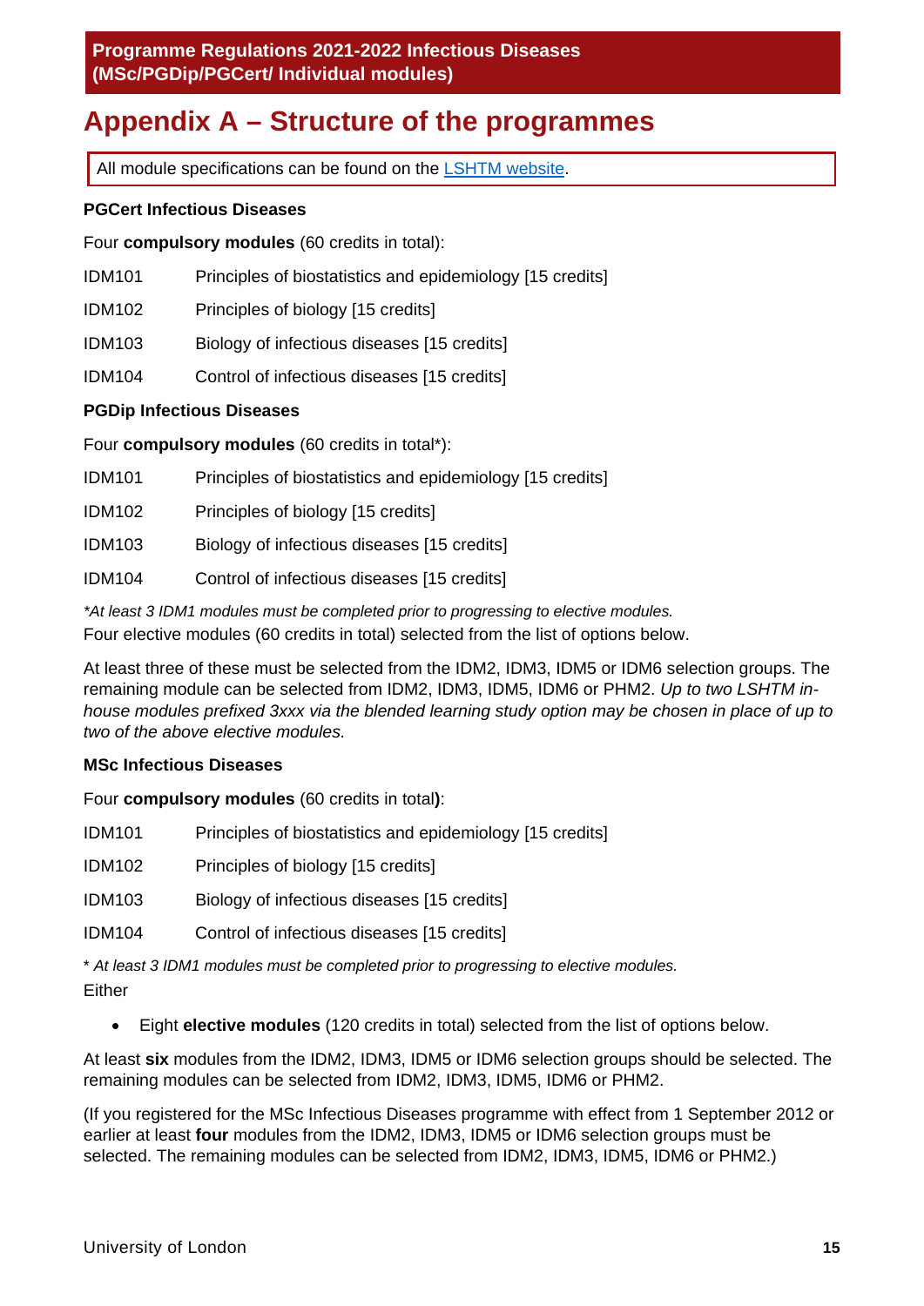# Appendix A – Structure of the programmes

All module specifications can be found on the [LSHTM website](LSHTM website).

**PGCert Infectious Diseases**

Four **compulsory modules** (60 credits in total):

IDM101 Principles of biostatistics and epidemiology [15 credits]

IDM102 Principles of biology [15 credits]

IDM103 Biology of infectious diseases [15 credits]

IDM104 Control of infectious diseases [15 credits]

**PGDip Infectious Diseases**

Four **compulsory modules** (60 credits in total*):

IDM101 Principles of biostatistics and epidemiology [15 credits]

IDM102 Principles of biology [15 credits]

IDM103 Biology of infectious diseases [15 credits]

IDM104 Control of infectious diseases [15 credits]

*\*At least 3 IDM1 modules must be completed prior to progressing to elective modules.*

Four elective modules (60 credits in total) selected from the list of options below.

At least three of these must be selected from the IDM2, IDM3, IDM5 or IDM6 selection groups. The remaining module can be selected from IDM2, IDM3, IDM5, IDM6 or PHM2. *Up to two LSHTM in-house modules prefixed 3xxx via the blended learning study option may be chosen in place of up to two of the above elective modules.*

**MSc Infectious Diseases**

Four **compulsory modules** (60 credits in total**)**:

IDM101 Principles of biostatistics and epidemiology [15 credits]

IDM102 Principles of biology [15 credits]

IDM103 Biology of infectious diseases [15 credits]

IDM104 Control of infectious diseases [15 credits]

*\* At least 3 IDM1 modules must be completed prior to progressing to elective modules.*

Either

- Eight **elective modules** (120 credits in total) selected from the list of options below.

At least **six** modules from the IDM2, IDM3, IDM5 or IDM6 selection groups should be selected. The remaining modules can be selected from IDM2, IDM3, IDM5, IDM6 or PHM2.

(If you registered for the MSc Infectious Diseases programme with effect from 1 September 2012 or earlier at least **four** modules from the IDM2, IDM3, IDM5 or IDM6 selection groups must be selected. The remaining modules can be selected from IDM2, IDM3, IDM5, IDM6 or PHM2.)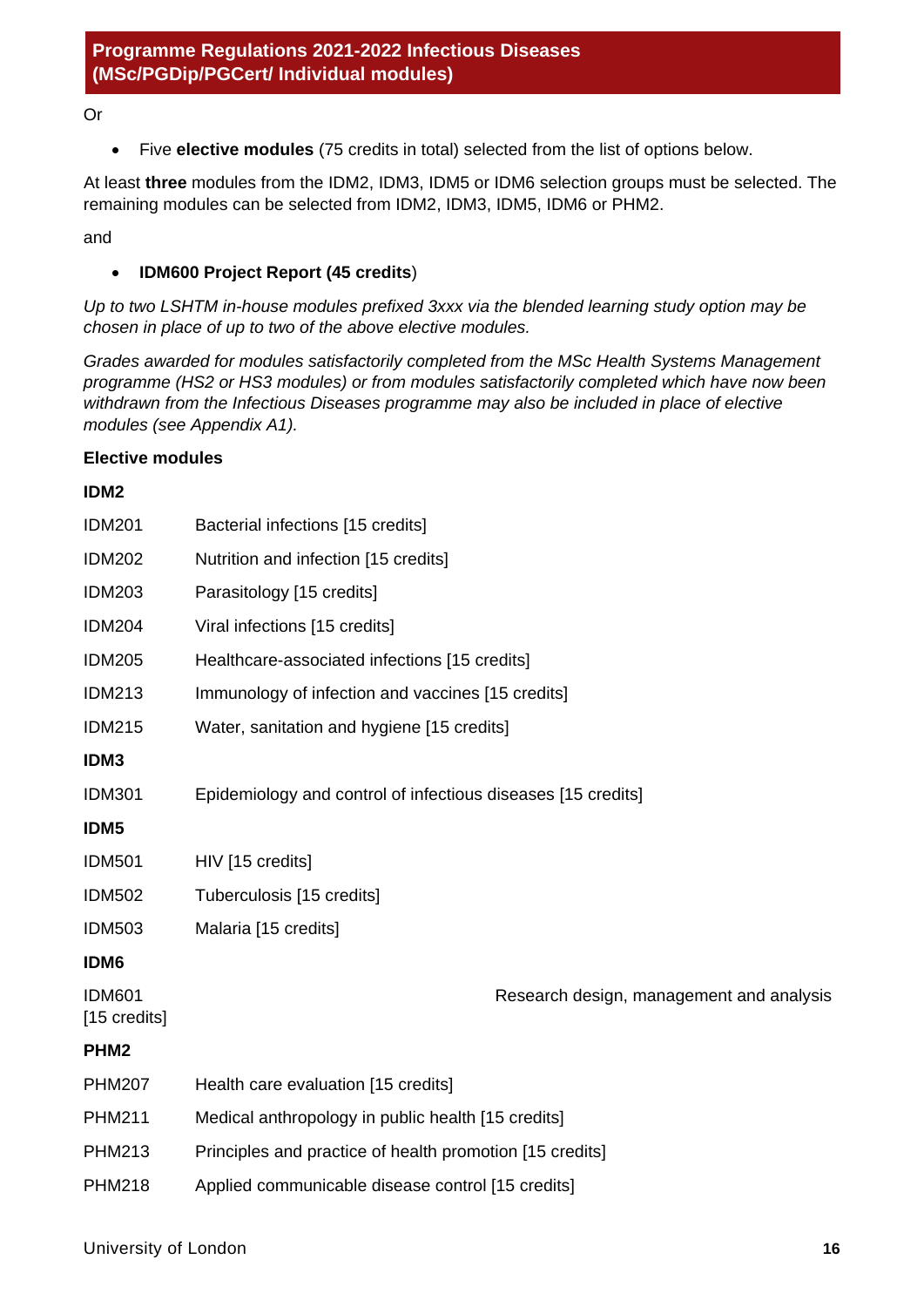Or

- Five **elective modules** (75 credits in total) selected from the list of options below.

At least **three** modules from the IDM2, IDM3, IDM5 or IDM6 selection groups must be selected. The remaining modules can be selected from IDM2, IDM3, IDM5, IDM6 or PHM2.

and

- **IDM600 Project Report (45 credits**)

*Up to two LSHTM in-house modules prefixed 3xxx via the blended learning study option may be chosen in place of up to two of the above elective modules.*

*Grades awarded for modules satisfactorily completed from the MSc Health Systems Management programme (HS2 or HS3 modules) or from modules satisfactorily completed which have now been withdrawn from the Infectious Diseases programme may also be included in place of elective modules (see Appendix A1).*

**Elective modules**

**IDM2**

IDM201 Bacterial infections [15 credits]

IDM202 Nutrition and infection [15 credits]

IDM203 Parasitology [15 credits]

IDM204 Viral infections [15 credits]

IDM205 Healthcare-associated infections [15 credits]

IDM213 Immunology of infection and vaccines [15 credits]

IDM215 Water, sanitation and hygiene [15 credits]

**IDM3**

IDM301 Epidemiology and control of infectious diseases [15 credits]

**IDM5**

IDM501 HIV [15 credits]

IDM502 Tuberculosis [15 credits]

IDM503 Malaria [15 credits]

**IDM6**

IDM601 Research design, management and analysis [15 credits]

**PHM2**

PHM207 Health care evaluation [15 credits]

PHM211 Medical anthropology in public health [15 credits]

PHM213 Principles and practice of health promotion [15 credits]

PHM218 Applied communicable disease control [15 credits]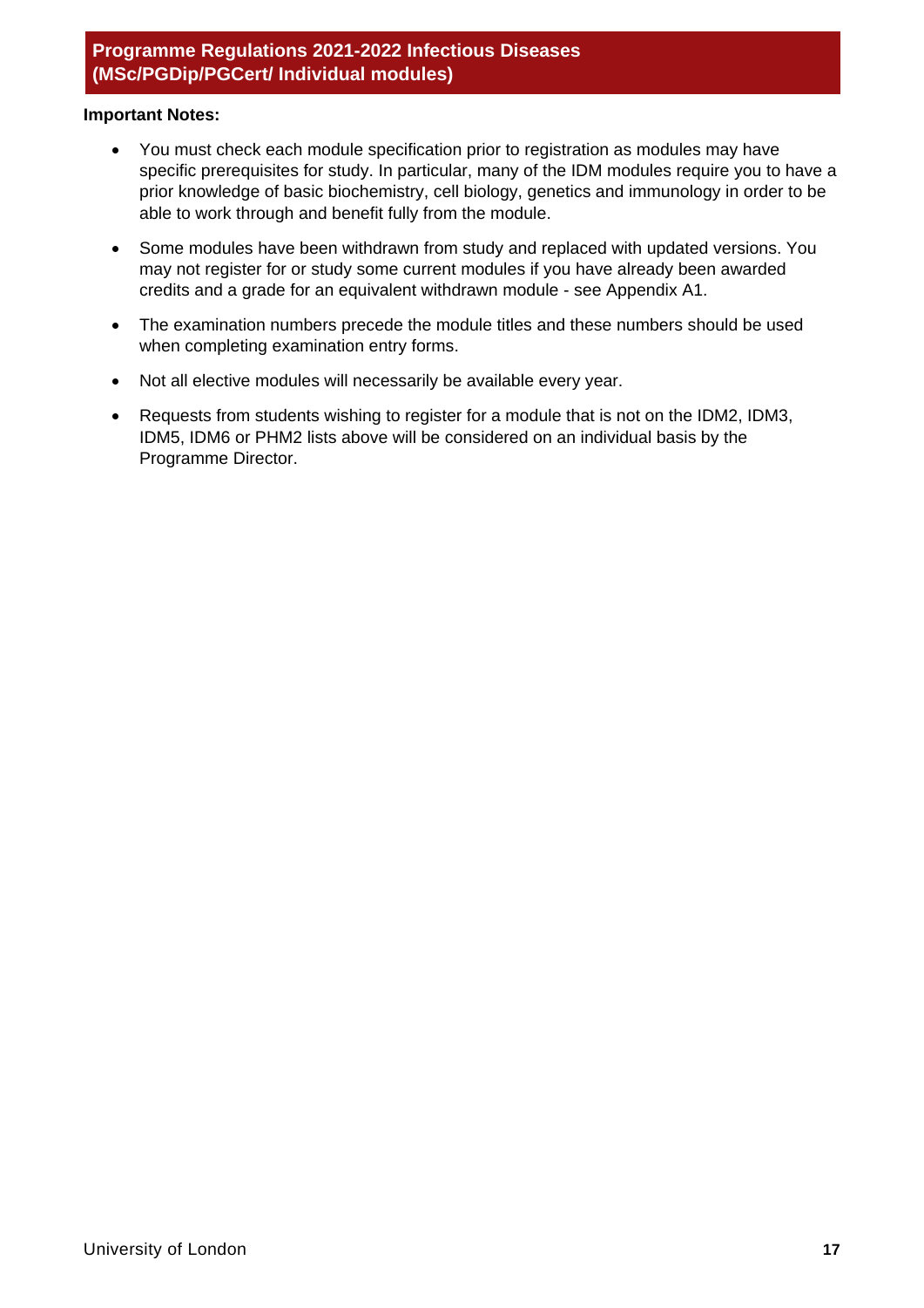**Important Notes:**

- You must check each module specification prior to registration as modules may have specific prerequisites for study. In particular, many of the IDM modules require you to have a prior knowledge of basic biochemistry, cell biology, genetics and immunology in order to be able to work through and benefit fully from the module.
- Some modules have been withdrawn from study and replaced with updated versions. You may not register for or study some current modules if you have already been awarded credits and a grade for an equivalent withdrawn module - see Appendix A1.
- The examination numbers precede the module titles and these numbers should be used when completing examination entry forms.
- Not all elective modules will necessarily be available every year.
- Requests from students wishing to register for a module that is not on the IDM2, IDM3, IDM5, IDM6 or PHM2 lists above will be considered on an individual basis by the Programme Director.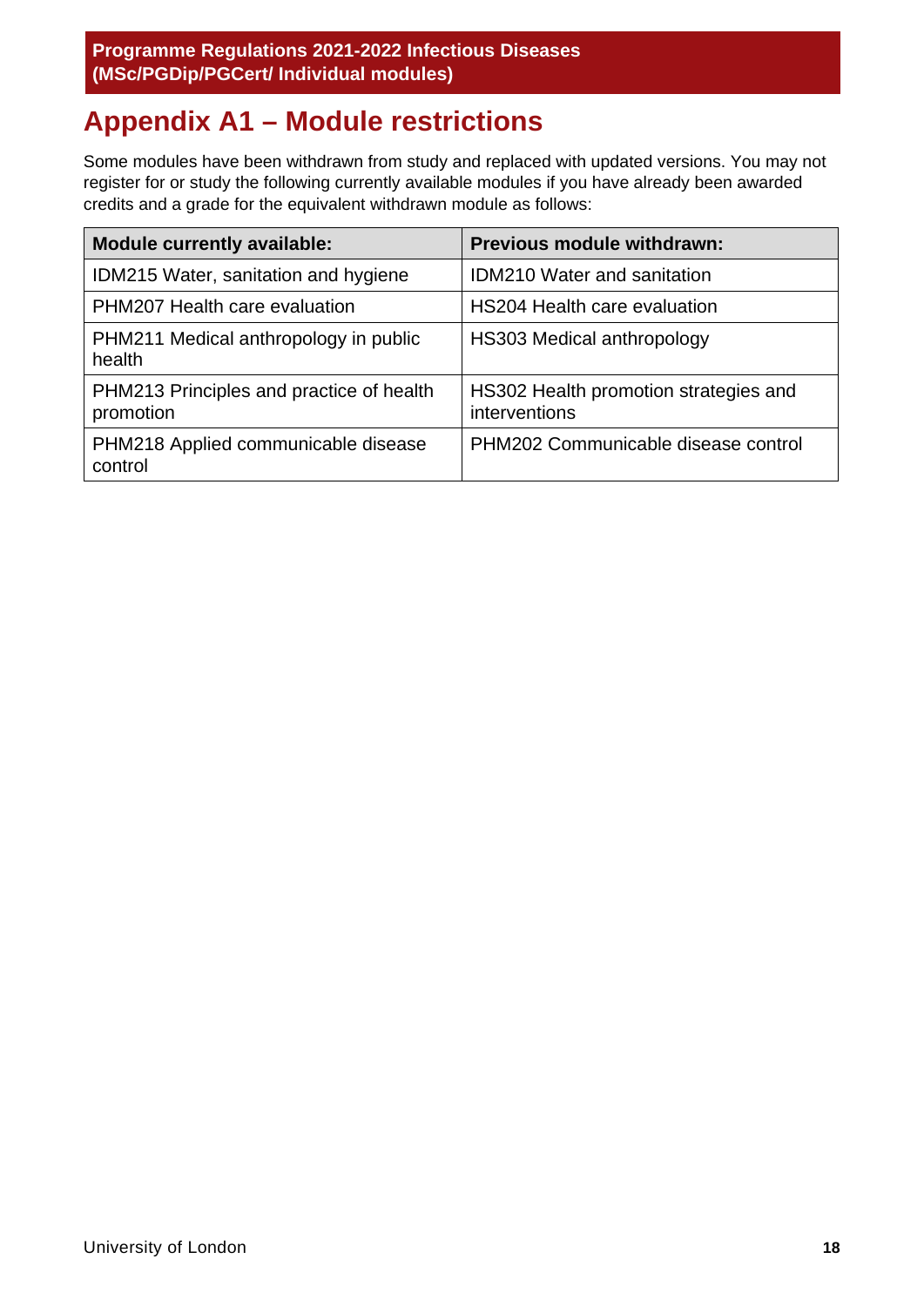# Appendix A1 – Module restrictions

Some modules have been withdrawn from study and replaced with updated versions. You may not register for or study the following currently available modules if you have already been awarded credits and a grade for the equivalent withdrawn module as follows:

| Module currently available: | Previous module withdrawn: |
|---|---|
| IDM215 Water, sanitation and hygiene | IDM210 Water and sanitation |
| PHM207 Health care evaluation | HS204 Health care evaluation |
| PHM211 Medical anthropology in public health | HS303 Medical anthropology |
| PHM213 Principles and practice of health promotion | HS302 Health promotion strategies and interventions |
| PHM218 Applied communicable disease control | PHM202 Communicable disease control |